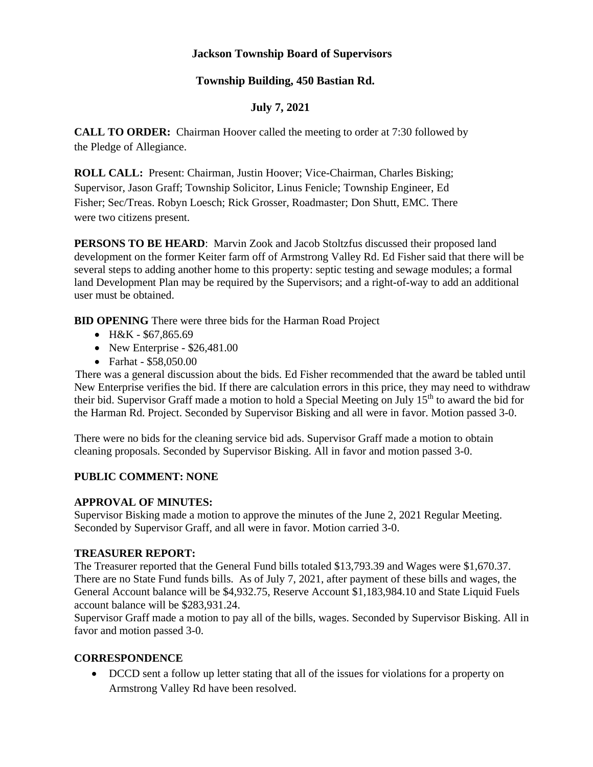# Jackson Township Board of Supervisors

## Township Building, 450 Bastian Rd.

## July 7, 2021

**CALL TO ORDER:** Chairman Hoover called the meeting to order at 7:30 followed by the Pledge of Allegiance.

**ROLL CALL:** Present: Chairman, Justin Hoover; Vice-Chairman, Charles Bisking; Supervisor, Jason Graff; Township Solicitor, Linus Fenicle; Township Engineer, Ed Fisher; Sec/Treas. Robyn Loesch; Rick Grosser, Roadmaster; Don Shutt, EMC. There were two citizens present.

**PERSONS TO BE HEARD**: Marvin Zook and Jacob Stoltzfus discussed their proposed land development on the former Keiter farm off of Armstrong Valley Rd. Ed Fisher said that there will be several steps to adding another home to this property: septic testing and sewage modules; a formal land Development Plan may be required by the Supervisors; and a right-of-way to add an additional user must be obtained.

**BID OPENING** There were three bids for the Harman Road Project

- H&K - $67,865.69
- New Enterprise - $26,481.00
- Farhat - $58,050.00

There was a general discussion about the bids. Ed Fisher recommended that the award be tabled until New Enterprise verifies the bid. If there are calculation errors in this price, they may need to withdraw their bid. Supervisor Graff made a motion to hold a Special Meeting on July 15th to award the bid for the Harman Rd. Project. Seconded by Supervisor Bisking and all were in favor. Motion passed 3-0.

There were no bids for the cleaning service bid ads. Supervisor Graff made a motion to obtain cleaning proposals. Seconded by Supervisor Bisking. All in favor and motion passed 3-0.

**PUBLIC COMMENT: NONE**

**APPROVAL OF MINUTES:**

Supervisor Bisking made a motion to approve the minutes of the June 2, 2021 Regular Meeting. Seconded by Supervisor Graff, and all were in favor. Motion carried 3-0.

**TREASURER REPORT:**

The Treasurer reported that the General Fund bills totaled $13,793.39 and Wages were $1,670.37. There are no State Fund funds bills. As of July 7, 2021, after payment of these bills and wages, the General Account balance will be $4,932.75, Reserve Account $1,183,984.10 and State Liquid Fuels account balance will be $283,931.24.

Supervisor Graff made a motion to pay all of the bills, wages. Seconded by Supervisor Bisking. All in favor and motion passed 3-0.

**CORRESPONDENCE**

- DCCD sent a follow up letter stating that all of the issues for violations for a property on Armstrong Valley Rd have been resolved.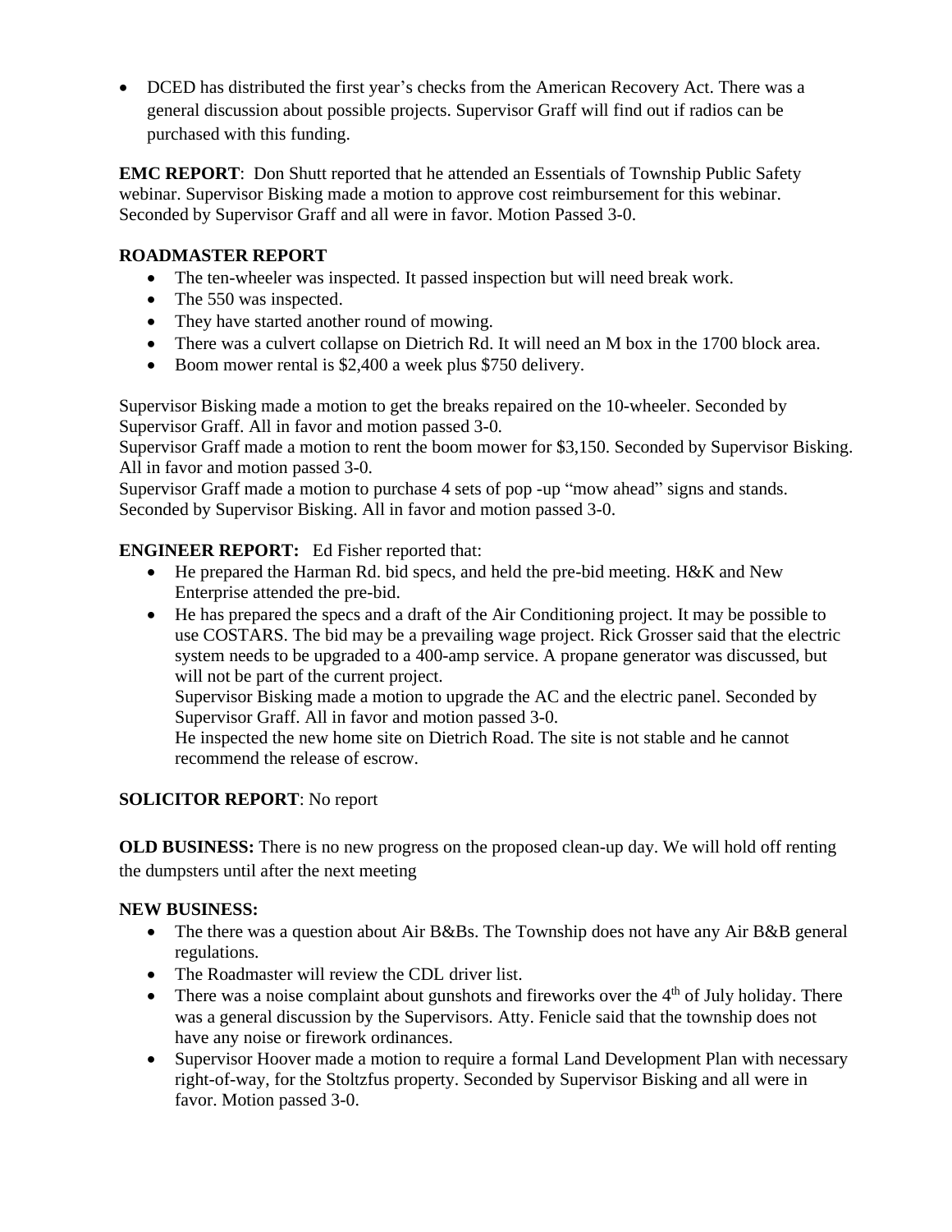- DCED has distributed the first year's checks from the American Recovery Act. There was a general discussion about possible projects. Supervisor Graff will find out if radios can be purchased with this funding.

**EMC REPORT**: Don Shutt reported that he attended an Essentials of Township Public Safety webinar. Supervisor Bisking made a motion to approve cost reimbursement for this webinar. Seconded by Supervisor Graff and all were in favor. Motion Passed 3-0.

**ROADMASTER REPORT**

- The ten-wheeler was inspected. It passed inspection but will need break work.
- The 550 was inspected.
- They have started another round of mowing.
- There was a culvert collapse on Dietrich Rd. It will need an M box in the 1700 block area.
- Boom mower rental is $2,400 a week plus $750 delivery.

Supervisor Bisking made a motion to get the breaks repaired on the 10-wheeler. Seconded by Supervisor Graff. All in favor and motion passed 3-0.
Supervisor Graff made a motion to rent the boom mower for $3,150. Seconded by Supervisor Bisking. All in favor and motion passed 3-0.
Supervisor Graff made a motion to purchase 4 sets of pop -up "mow ahead" signs and stands. Seconded by Supervisor Bisking. All in favor and motion passed 3-0.

**ENGINEER REPORT:** Ed Fisher reported that:

- He prepared the Harman Rd. bid specs, and held the pre-bid meeting. H&K and New Enterprise attended the pre-bid.
- He has prepared the specs and a draft of the Air Conditioning project. It may be possible to use COSTARS. The bid may be a prevailing wage project. Rick Grosser said that the electric system needs to be upgraded to a 400-amp service. A propane generator was discussed, but will not be part of the current project.
  Supervisor Bisking made a motion to upgrade the AC and the electric panel. Seconded by Supervisor Graff. All in favor and motion passed 3-0.
  He inspected the new home site on Dietrich Road. The site is not stable and he cannot recommend the release of escrow.

**SOLICITOR REPORT**: No report

**OLD BUSINESS:** There is no new progress on the proposed clean-up day. We will hold off renting the dumpsters until after the next meeting

**NEW BUSINESS:**

- The there was a question about Air B&Bs. The Township does not have any Air B&B general regulations.
- The Roadmaster will review the CDL driver list.
- There was a noise complaint about gunshots and fireworks over the 4th of July holiday. There was a general discussion by the Supervisors. Atty. Fenicle said that the township does not have any noise or firework ordinances.
- Supervisor Hoover made a motion to require a formal Land Development Plan with necessary right-of-way, for the Stoltzfus property. Seconded by Supervisor Bisking and all were in favor. Motion passed 3-0.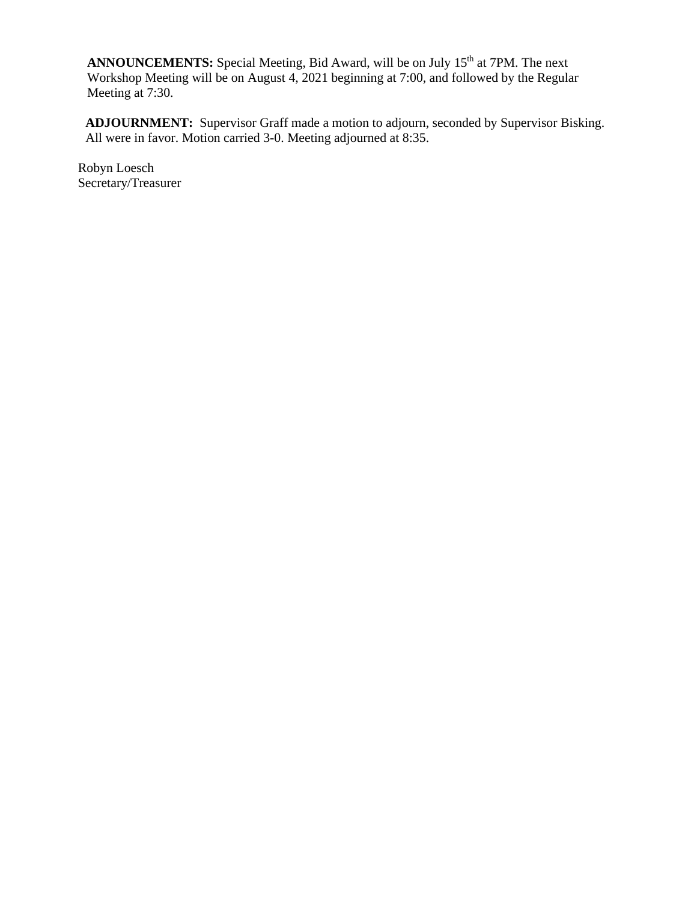**ANNOUNCEMENTS:** Special Meeting, Bid Award, will be on July 15th at 7PM. The next Workshop Meeting will be on August 4, 2021 beginning at 7:00, and followed by the Regular Meeting at 7:30.

**ADJOURNMENT:** Supervisor Graff made a motion to adjourn, seconded by Supervisor Bisking. All were in favor. Motion carried 3-0. Meeting adjourned at 8:35.

Robyn Loesch
Secretary/Treasurer